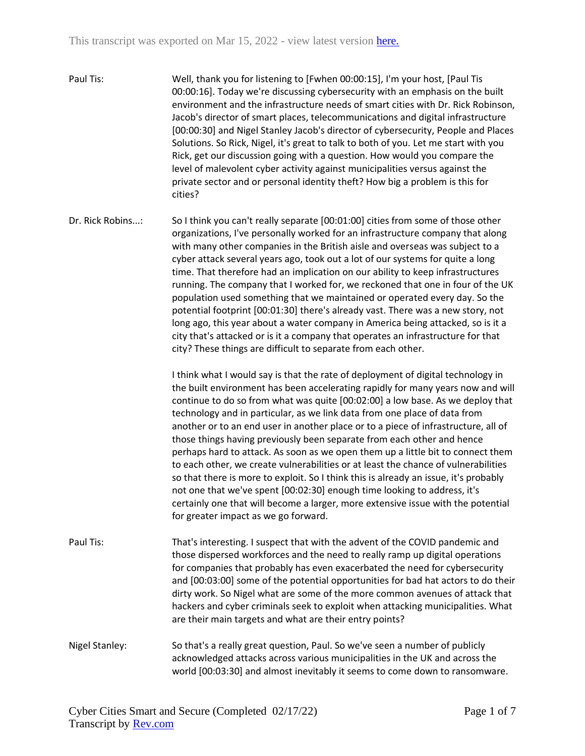This transcript was exported on Mar 15, 2022 - view latest version [here.](#)

**Paul Tis:** Well, thank you for listening to [Fwhen 00:00:15], I'm your host, [Paul Tis 00:00:16]. Today we're discussing cybersecurity with an emphasis on the built environment and the infrastructure needs of smart cities with Dr. Rick Robinson, Jacob's director of smart places, telecommunications and digital infrastructure [00:00:30] and Nigel Stanley Jacob's director of cybersecurity, People and Places Solutions. So Rick, Nigel, it's great to talk to both of you. Let me start with you Rick, get our discussion going with a question. How would you compare the level of malevolent cyber activity against municipalities versus against the private sector and or personal identity theft? How big a problem is this for cities?

**Dr. Rick Robins...:** So I think you can't really separate [00:01:00] cities from some of those other organizations, I've personally worked for an infrastructure company that along with many other companies in the British aisle and overseas was subject to a cyber attack several years ago, took out a lot of our systems for quite a long time. That therefore had an implication on our ability to keep infrastructures running. The company that I worked for, we reckoned that one in four of the UK population used something that we maintained or operated every day. So the potential footprint [00:01:30] there's already vast. There was a new story, not long ago, this year about a water company in America being attacked, so is it a city that's attacked or is it a company that operates an infrastructure for that city? These things are difficult to separate from each other.

I think what I would say is that the rate of deployment of digital technology in the built environment has been accelerating rapidly for many years now and will continue to do so from what was quite [00:02:00] a low base. As we deploy that technology and in particular, as we link data from one place of data from another or to an end user in another place or to a piece of infrastructure, all of those things having previously been separate from each other and hence perhaps hard to attack. As soon as we open them up a little bit to connect them to each other, we create vulnerabilities or at least the chance of vulnerabilities so that there is more to exploit. So I think this is already an issue, it's probably not one that we've spent [00:02:30] enough time looking to address, it's certainly one that will become a larger, more extensive issue with the potential for greater impact as we go forward.

**Paul Tis:** That's interesting. I suspect that with the advent of the COVID pandemic and those dispersed workforces and the need to really ramp up digital operations for companies that probably has even exacerbated the need for cybersecurity and [00:03:00] some of the potential opportunities for bad hat actors to do their dirty work. So Nigel what are some of the more common avenues of attack that hackers and cyber criminals seek to exploit when attacking municipalities. What are their main targets and what are their entry points?

**Nigel Stanley:** So that's a really great question, Paul. So we've seen a number of publicly acknowledged attacks across various municipalities in the UK and across the world [00:03:30] and almost inevitably it seems to come down to ransomware.

Cyber Cities Smart and Secure (Completed 02/17/22)
Transcript by [Rev.com](#)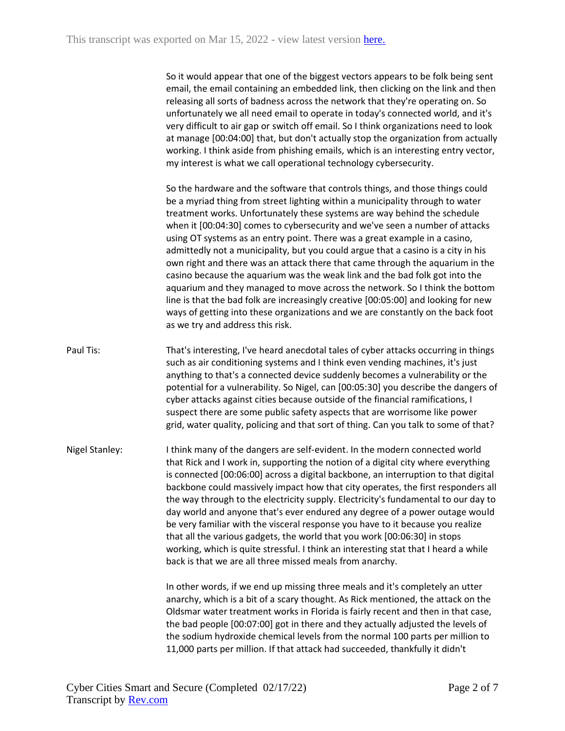So it would appear that one of the biggest vectors appears to be folk being sent email, the email containing an embedded link, then clicking on the link and then releasing all sorts of badness across the network that they're operating on. So unfortunately we all need email to operate in today's connected world, and it's very difficult to air gap or switch off email. So I think organizations need to look at manage [00:04:00] that, but don't actually stop the organization from actually working. I think aside from phishing emails, which is an interesting entry vector, my interest is what we call operational technology cybersecurity.

So the hardware and the software that controls things, and those things could be a myriad thing from street lighting within a municipality through to water treatment works. Unfortunately these systems are way behind the schedule when it [00:04:30] comes to cybersecurity and we've seen a number of attacks using OT systems as an entry point. There was a great example in a casino, admittedly not a municipality, but you could argue that a casino is a city in his own right and there was an attack there that came through the aquarium in the casino because the aquarium was the weak link and the bad folk got into the aquarium and they managed to move across the network. So I think the bottom line is that the bad folk are increasingly creative [00:05:00] and looking for new ways of getting into these organizations and we are constantly on the back foot as we try and address this risk.

**Paul Tis:** That's interesting, I've heard anecdotal tales of cyber attacks occurring in things such as air conditioning systems and I think even vending machines, it's just anything to that's a connected device suddenly becomes a vulnerability or the potential for a vulnerability. So Nigel, can [00:05:30] you describe the dangers of cyber attacks against cities because outside of the financial ramifications, I suspect there are some public safety aspects that are worrisome like power grid, water quality, policing and that sort of thing. Can you talk to some of that?

**Nigel Stanley:** I think many of the dangers are self-evident. In the modern connected world that Rick and I work in, supporting the notion of a digital city where everything is connected [00:06:00] across a digital backbone, an interruption to that digital backbone could massively impact how that city operates, the first responders all the way through to the electricity supply. Electricity's fundamental to our day to day world and anyone that's ever endured any degree of a power outage would be very familiar with the visceral response you have to it because you realize that all the various gadgets, the world that you work [00:06:30] in stops working, which is quite stressful. I think an interesting stat that I heard a while back is that we are all three missed meals from anarchy.

In other words, if we end up missing three meals and it's completely an utter anarchy, which is a bit of a scary thought. As Rick mentioned, the attack on the Oldsmar water treatment works in Florida is fairly recent and then in that case, the bad people [00:07:00] got in there and they actually adjusted the levels of the sodium hydroxide chemical levels from the normal 100 parts per million to 11,000 parts per million. If that attack had succeeded, thankfully it didn't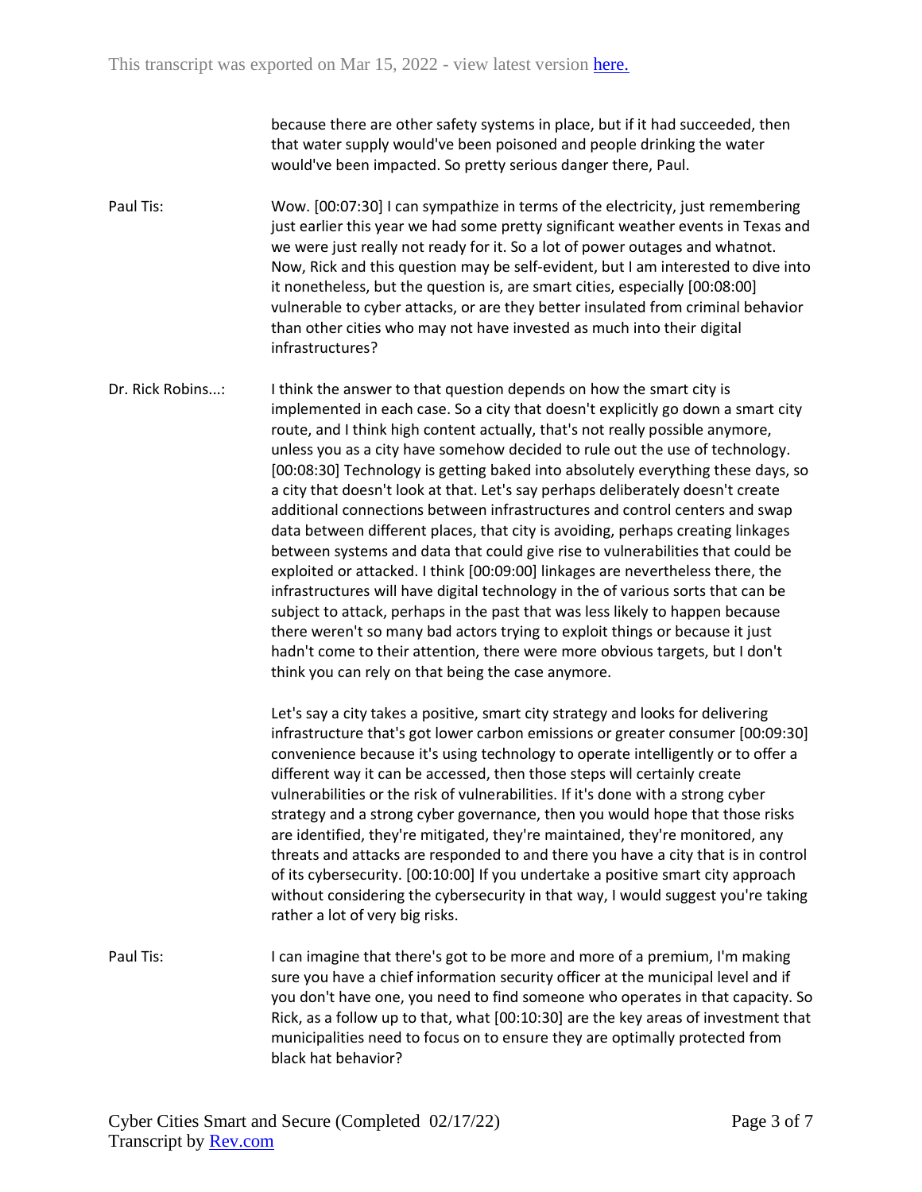because there are other safety systems in place, but if it had succeeded, then that water supply would've been poisoned and people drinking the water would've been impacted. So pretty serious danger there, Paul.

**Paul Tis:** Wow. [00:07:30] I can sympathize in terms of the electricity, just remembering just earlier this year we had some pretty significant weather events in Texas and we were just really not ready for it. So a lot of power outages and whatnot. Now, Rick and this question may be self-evident, but I am interested to dive into it nonetheless, but the question is, are smart cities, especially [00:08:00] vulnerable to cyber attacks, or are they better insulated from criminal behavior than other cities who may not have invested as much into their digital infrastructures?

**Dr. Rick Robins...:** I think the answer to that question depends on how the smart city is implemented in each case. So a city that doesn't explicitly go down a smart city route, and I think high content actually, that's not really possible anymore, unless you as a city have somehow decided to rule out the use of technology. [00:08:30] Technology is getting baked into absolutely everything these days, so a city that doesn't look at that. Let's say perhaps deliberately doesn't create additional connections between infrastructures and control centers and swap data between different places, that city is avoiding, perhaps creating linkages between systems and data that could give rise to vulnerabilities that could be exploited or attacked. I think [00:09:00] linkages are nevertheless there, the infrastructures will have digital technology in the of various sorts that can be subject to attack, perhaps in the past that was less likely to happen because there weren't so many bad actors trying to exploit things or because it just hadn't come to their attention, there were more obvious targets, but I don't think you can rely on that being the case anymore.

Let's say a city takes a positive, smart city strategy and looks for delivering infrastructure that's got lower carbon emissions or greater consumer [00:09:30] convenience because it's using technology to operate intelligently or to offer a different way it can be accessed, then those steps will certainly create vulnerabilities or the risk of vulnerabilities. If it's done with a strong cyber strategy and a strong cyber governance, then you would hope that those risks are identified, they're mitigated, they're maintained, they're monitored, any threats and attacks are responded to and there you have a city that is in control of its cybersecurity. [00:10:00] If you undertake a positive smart city approach without considering the cybersecurity in that way, I would suggest you're taking rather a lot of very big risks.

**Paul Tis:** I can imagine that there's got to be more and more of a premium, I'm making sure you have a chief information security officer at the municipal level and if you don't have one, you need to find someone who operates in that capacity. So Rick, as a follow up to that, what [00:10:30] are the key areas of investment that municipalities need to focus on to ensure they are optimally protected from black hat behavior?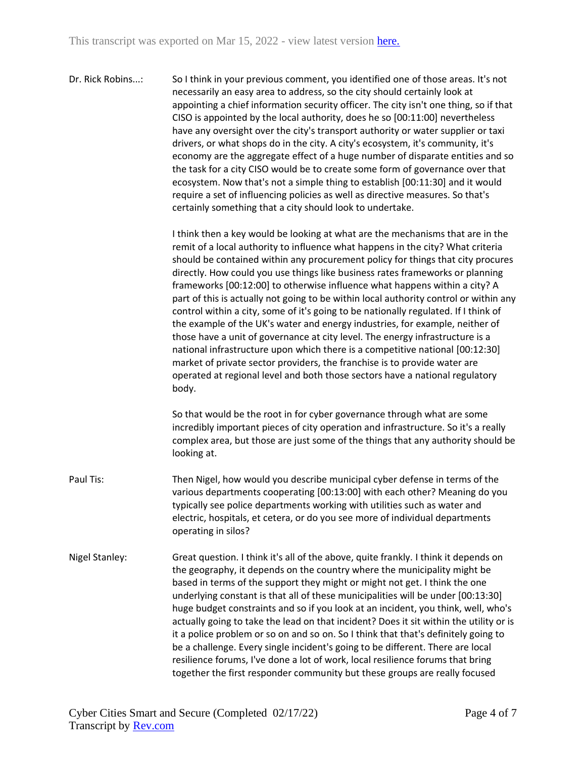Dr. Rick Robins...: So I think in your previous comment, you identified one of those areas. It's not necessarily an easy area to address, so the city should certainly look at appointing a chief information security officer. The city isn't one thing, so if that CISO is appointed by the local authority, does he so [00:11:00] nevertheless have any oversight over the city's transport authority or water supplier or taxi drivers, or what shops do in the city. A city's ecosystem, it's community, it's economy are the aggregate effect of a huge number of disparate entities and so the task for a city CISO would be to create some form of governance over that ecosystem. Now that's not a simple thing to establish [00:11:30] and it would require a set of influencing policies as well as directive measures. So that's certainly something that a city should look to undertake.

I think then a key would be looking at what are the mechanisms that are in the remit of a local authority to influence what happens in the city? What criteria should be contained within any procurement policy for things that city procures directly. How could you use things like business rates frameworks or planning frameworks [00:12:00] to otherwise influence what happens within a city? A part of this is actually not going to be within local authority control or within any control within a city, some of it's going to be nationally regulated. If I think of the example of the UK's water and energy industries, for example, neither of those have a unit of governance at city level. The energy infrastructure is a national infrastructure upon which there is a competitive national [00:12:30] market of private sector providers, the franchise is to provide water are operated at regional level and both those sectors have a national regulatory body.

So that would be the root in for cyber governance through what are some incredibly important pieces of city operation and infrastructure. So it's a really complex area, but those are just some of the things that any authority should be looking at.

Paul Tis: Then Nigel, how would you describe municipal cyber defense in terms of the various departments cooperating [00:13:00] with each other? Meaning do you typically see police departments working with utilities such as water and electric, hospitals, et cetera, or do you see more of individual departments operating in silos?

Nigel Stanley: Great question. I think it's all of the above, quite frankly. I think it depends on the geography, it depends on the country where the municipality might be based in terms of the support they might or might not get. I think the one underlying constant is that all of these municipalities will be under [00:13:30] huge budget constraints and so if you look at an incident, you think, well, who's actually going to take the lead on that incident? Does it sit within the utility or is it a police problem or so on and so on. So I think that that's definitely going to be a challenge. Every single incident's going to be different. There are local resilience forums, I've done a lot of work, local resilience forums that bring together the first responder community but these groups are really focused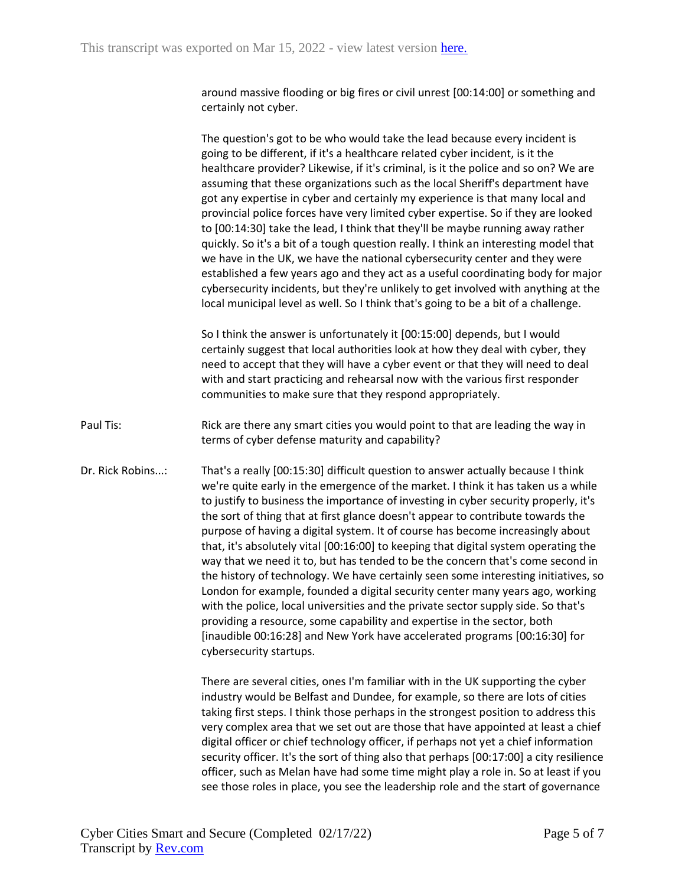around massive flooding or big fires or civil unrest [00:14:00] or something and certainly not cyber.

The question's got to be who would take the lead because every incident is going to be different, if it's a healthcare related cyber incident, is it the healthcare provider? Likewise, if it's criminal, is it the police and so on? We are assuming that these organizations such as the local Sheriff's department have got any expertise in cyber and certainly my experience is that many local and provincial police forces have very limited cyber expertise. So if they are looked to [00:14:30] take the lead, I think that they'll be maybe running away rather quickly. So it's a bit of a tough question really. I think an interesting model that we have in the UK, we have the national cybersecurity center and they were established a few years ago and they act as a useful coordinating body for major cybersecurity incidents, but they're unlikely to get involved with anything at the local municipal level as well. So I think that's going to be a bit of a challenge.

So I think the answer is unfortunately it [00:15:00] depends, but I would certainly suggest that local authorities look at how they deal with cyber, they need to accept that they will have a cyber event or that they will need to deal with and start practicing and rehearsal now with the various first responder communities to make sure that they respond appropriately.

Paul Tis: Rick are there any smart cities you would point to that are leading the way in terms of cyber defense maturity and capability?

Dr. Rick Robins...: That's a really [00:15:30] difficult question to answer actually because I think we're quite early in the emergence of the market. I think it has taken us a while to justify to business the importance of investing in cyber security properly, it's the sort of thing that at first glance doesn't appear to contribute towards the purpose of having a digital system. It of course has become increasingly about that, it's absolutely vital [00:16:00] to keeping that digital system operating the way that we need it to, but has tended to be the concern that's come second in the history of technology. We have certainly seen some interesting initiatives, so London for example, founded a digital security center many years ago, working with the police, local universities and the private sector supply side. So that's providing a resource, some capability and expertise in the sector, both [inaudible 00:16:28] and New York have accelerated programs [00:16:30] for cybersecurity startups.

There are several cities, ones I'm familiar with in the UK supporting the cyber industry would be Belfast and Dundee, for example, so there are lots of cities taking first steps. I think those perhaps in the strongest position to address this very complex area that we set out are those that have appointed at least a chief digital officer or chief technology officer, if perhaps not yet a chief information security officer. It's the sort of thing also that perhaps [00:17:00] a city resilience officer, such as Melan have had some time might play a role in. So at least if you see those roles in place, you see the leadership role and the start of governance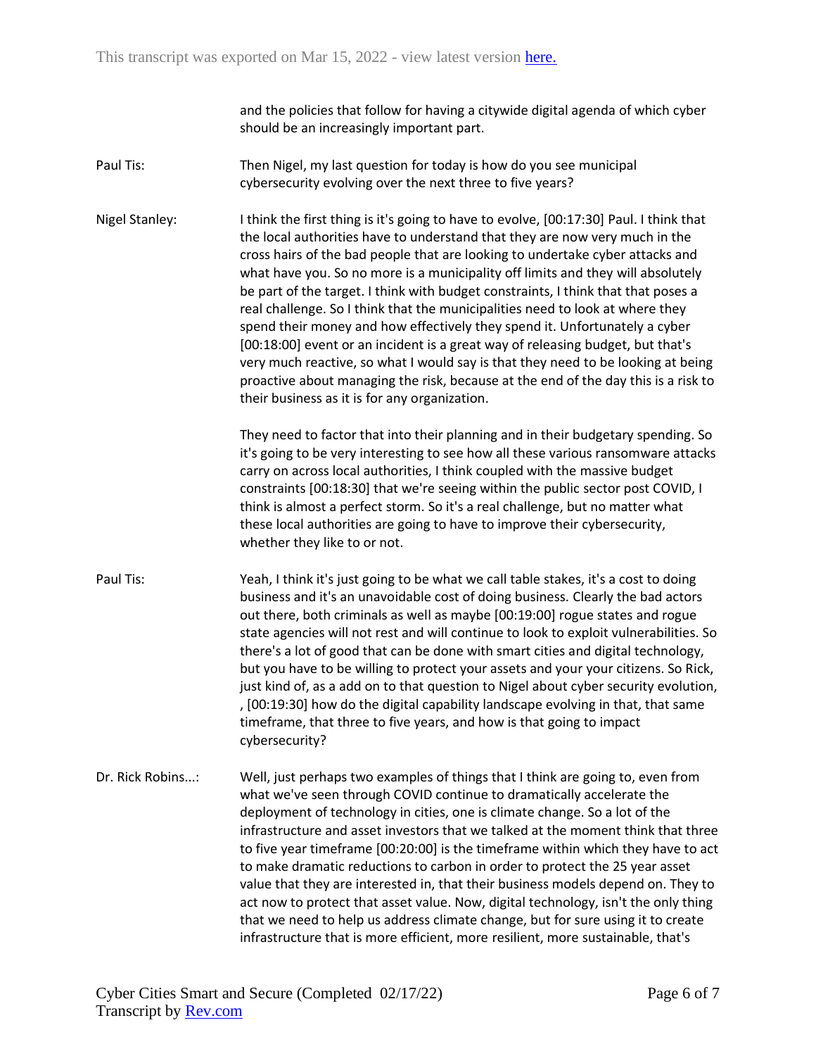and the policies that follow for having a citywide digital agenda of which cyber should be an increasingly important part.

**Paul Tis:** Then Nigel, my last question for today is how do you see municipal cybersecurity evolving over the next three to five years?

**Nigel Stanley:** I think the first thing is it's going to have to evolve, [00:17:30] Paul. I think that the local authorities have to understand that they are now very much in the cross hairs of the bad people that are looking to undertake cyber attacks and what have you. So no more is a municipality off limits and they will absolutely be part of the target. I think with budget constraints, I think that that poses a real challenge. So I think that the municipalities need to look at where they spend their money and how effectively they spend it. Unfortunately a cyber [00:18:00] event or an incident is a great way of releasing budget, but that's very much reactive, so what I would say is that they need to be looking at being proactive about managing the risk, because at the end of the day this is a risk to their business as it is for any organization.

They need to factor that into their planning and in their budgetary spending. So it's going to be very interesting to see how all these various ransomware attacks carry on across local authorities, I think coupled with the massive budget constraints [00:18:30] that we're seeing within the public sector post COVID, I think is almost a perfect storm. So it's a real challenge, but no matter what these local authorities are going to have to improve their cybersecurity, whether they like to or not.

**Paul Tis:** Yeah, I think it's just going to be what we call table stakes, it's a cost to doing business and it's an unavoidable cost of doing business. Clearly the bad actors out there, both criminals as well as maybe [00:19:00] rogue states and rogue state agencies will not rest and will continue to look to exploit vulnerabilities. So there's a lot of good that can be done with smart cities and digital technology, but you have to be willing to protect your assets and your your citizens. So Rick, just kind of, as a add on to that question to Nigel about cyber security evolution, , [00:19:30] how do the digital capability landscape evolving in that, that same timeframe, that three to five years, and how is that going to impact cybersecurity?

**Dr. Rick Robins...:** Well, just perhaps two examples of things that I think are going to, even from what we've seen through COVID continue to dramatically accelerate the deployment of technology in cities, one is climate change. So a lot of the infrastructure and asset investors that we talked at the moment think that three to five year timeframe [00:20:00] is the timeframe within which they have to act to make dramatic reductions to carbon in order to protect the 25 year asset value that they are interested in, that their business models depend on. They to act now to protect that asset value. Now, digital technology, isn't the only thing that we need to help us address climate change, but for sure using it to create infrastructure that is more efficient, more resilient, more sustainable, that's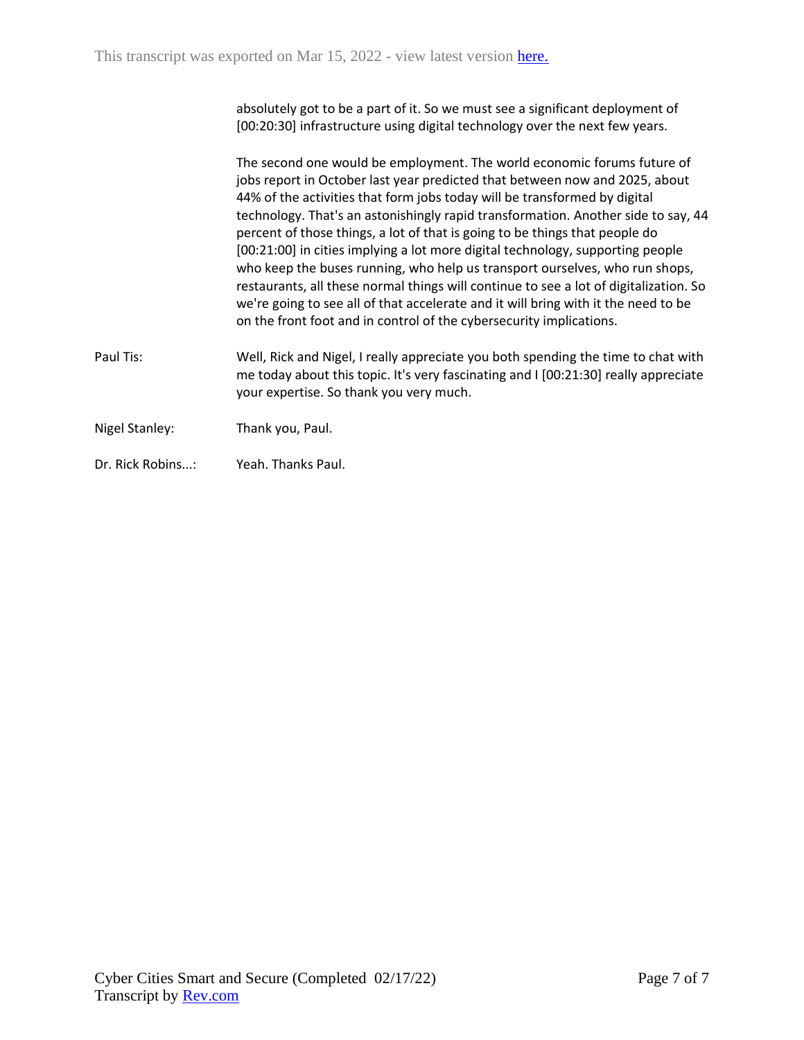absolutely got to be a part of it. So we must see a significant deployment of [00:20:30] infrastructure using digital technology over the next few years.

The second one would be employment. The world economic forums future of jobs report in October last year predicted that between now and 2025, about 44% of the activities that form jobs today will be transformed by digital technology. That's an astonishingly rapid transformation. Another side to say, 44 percent of those things, a lot of that is going to be things that people do [00:21:00] in cities implying a lot more digital technology, supporting people who keep the buses running, who help us transport ourselves, who run shops, restaurants, all these normal things will continue to see a lot of digitalization. So we're going to see all of that accelerate and it will bring with it the need to be on the front foot and in control of the cybersecurity implications.

Paul Tis: Well, Rick and Nigel, I really appreciate you both spending the time to chat with me today about this topic. It's very fascinating and I [00:21:30] really appreciate your expertise. So thank you very much.

Nigel Stanley: Thank you, Paul.

Dr. Rick Robins...: Yeah. Thanks Paul.